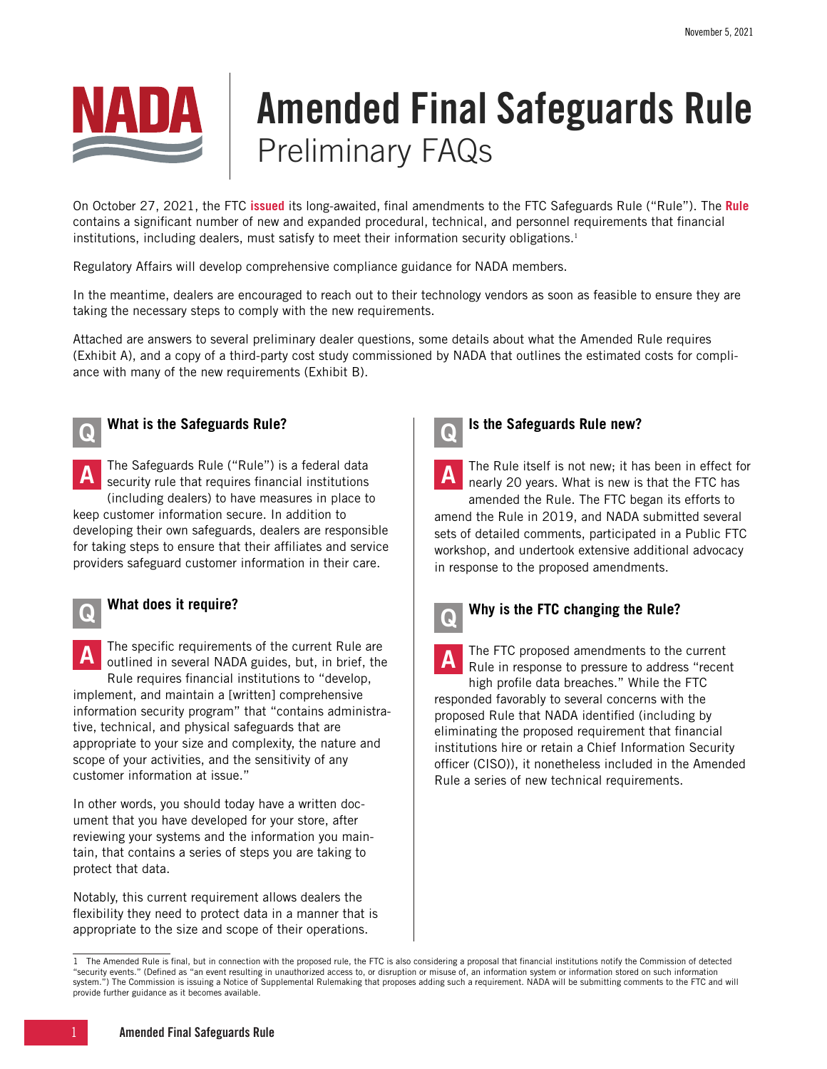November 5, 2021

# Amended Final Safeguards Rule

## Preliminary FAQs

On October 27, 2021, the FTC **issued** its long-awaited, final amendments to the FTC Safeguards Rule ("Rule"). The **Rule** contains a significant number of new and expanded procedural, technical, and personnel requirements that financial institutions, including dealers, must satisfy to meet their information security obligations.[1]

Regulatory Affairs will develop comprehensive compliance guidance for NADA members.

In the meantime, dealers are encouraged to reach out to their technology vendors as soon as feasible to ensure they are taking the necessary steps to comply with the new requirements.

Attached are answers to several preliminary dealer questions, some details about what the Amended Rule requires (Exhibit A), and a copy of a third-party cost study commissioned by NADA that outlines the estimated costs for compliance with many of the new requirements (Exhibit B).

### Q: What is the Safeguards Rule?

**A:** The Safeguards Rule ("Rule") is a federal data security rule that requires financial institutions (including dealers) to have measures in place to keep customer information secure. In addition to developing their own safeguards, dealers are responsible for taking steps to ensure that their affiliates and service providers safeguard customer information in their care.

### Q: What does it require?

**A:** The specific requirements of the current Rule are outlined in several NADA guides, but, in brief, the Rule requires financial institutions to "develop, implement, and maintain a [written] comprehensive information security program" that "contains administrative, technical, and physical safeguards that are appropriate to your size and complexity, the nature and scope of your activities, and the sensitivity of any customer information at issue."

In other words, you should today have a written document that you have developed for your store, after reviewing your systems and the information you maintain, that contains a series of steps you are taking to protect that data.

Notably, this current requirement allows dealers the flexibility they need to protect data in a manner that is appropriate to the size and scope of their operations.

### Q: Is the Safeguards Rule new?

**A:** The Rule itself is not new; it has been in effect for nearly 20 years. What is new is that the FTC has amended the Rule. The FTC began its efforts to amend the Rule in 2019, and NADA submitted several sets of detailed comments, participated in a Public FTC workshop, and undertook extensive additional advocacy in response to the proposed amendments.

### Q: Why is the FTC changing the Rule?

**A:** The FTC proposed amendments to the current Rule in response to pressure to address "recent high profile data breaches." While the FTC responded favorably to several concerns with the proposed Rule that NADA identified (including by eliminating the proposed requirement that financial institutions hire or retain a Chief Information Security officer (CISO)), it nonetheless included in the Amended Rule a series of new technical requirements.

---

[1] The Amended Rule is final, but in connection with the proposed rule, the FTC is also considering a proposal that financial institutions notify the Commission of detected "security events." (Defined as "an event resulting in unauthorized access to, or disruption or misuse of, an information system or information stored on such information system.") The Commission is issuing a Notice of Supplemental Rulemaking that proposes adding such a requirement. NADA will be submitting comments to the FTC and will provide further guidance as it becomes available.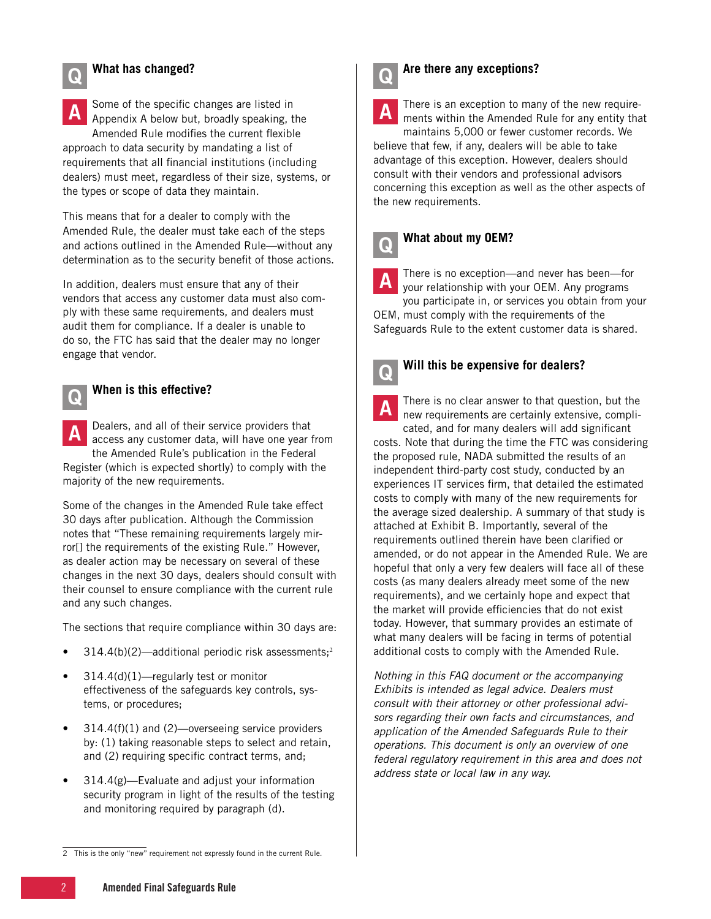### Q: What has changed?

**A:** Some of the specific changes are listed in Appendix A below but, broadly speaking, the Amended Rule modifies the current flexible approach to data security by mandating a list of requirements that all financial institutions (including dealers) must meet, regardless of their size, systems, or the types or scope of data they maintain.

This means that for a dealer to comply with the Amended Rule, the dealer must take each of the steps and actions outlined in the Amended Rule—without any determination as to the security benefit of those actions.

In addition, dealers must ensure that any of their vendors that access any customer data must also comply with these same requirements, and dealers must audit them for compliance. If a dealer is unable to do so, the FTC has said that the dealer may no longer engage that vendor.

### Q: When is this effective?

**A:** Dealers, and all of their service providers that access any customer data, will have one year from the Amended Rule's publication in the Federal Register (which is expected shortly) to comply with the majority of the new requirements.

Some of the changes in the Amended Rule take effect 30 days after publication. Although the Commission notes that "These remaining requirements largely mirror[] the requirements of the existing Rule." However, as dealer action may be necessary on several of these changes in the next 30 days, dealers should consult with their counsel to ensure compliance with the current rule and any such changes.

The sections that require compliance within 30 days are:

- 314.4(b)(2)—additional periodic risk assessments;[2]
- 314.4(d)(1)—regularly test or monitor effectiveness of the safeguards key controls, systems, or procedures;
- 314.4(f)(1) and (2)—overseeing service providers by: (1) taking reasonable steps to select and retain, and (2) requiring specific contract terms, and;
- 314.4(g)—Evaluate and adjust your information security program in light of the results of the testing and monitoring required by paragraph (d).

### Q: Are there any exceptions?

**A:** There is an exception to many of the new requirements within the Amended Rule for any entity that maintains 5,000 or fewer customer records. We believe that few, if any, dealers will be able to take advantage of this exception. However, dealers should consult with their vendors and professional advisors concerning this exception as well as the other aspects of the new requirements.

### Q: What about my OEM?

**A:** There is no exception—and never has been—for your relationship with your OEM. Any programs you participate in, or services you obtain from your OEM, must comply with the requirements of the Safeguards Rule to the extent customer data is shared.

### Q: Will this be expensive for dealers?

**A:** There is no clear answer to that question, but the new requirements are certainly extensive, complicated, and for many dealers will add significant costs. Note that during the time the FTC was considering the proposed rule, NADA submitted the results of an independent third-party cost study, conducted by an experiences IT services firm, that detailed the estimated costs to comply with many of the new requirements for the average sized dealership. A summary of that study is attached at Exhibit B. Importantly, several of the requirements outlined therein have been clarified or amended, or do not appear in the Amended Rule. We are hopeful that only a very few dealers will face all of these costs (as many dealers already meet some of the new requirements), and we certainly hope and expect that the market will provide efficiencies that do not exist today. However, that summary provides an estimate of what many dealers will be facing in terms of potential additional costs to comply with the Amended Rule.

*Nothing in this FAQ document or the accompanying Exhibits is intended as legal advice. Dealers must consult with their attorney or other professional advisors regarding their own facts and circumstances, and application of the Amended Safeguards Rule to their operations. This document is only an overview of one federal regulatory requirement in this area and does not address state or local law in any way.*

---

[2] This is the only "new" requirement not expressly found in the current Rule.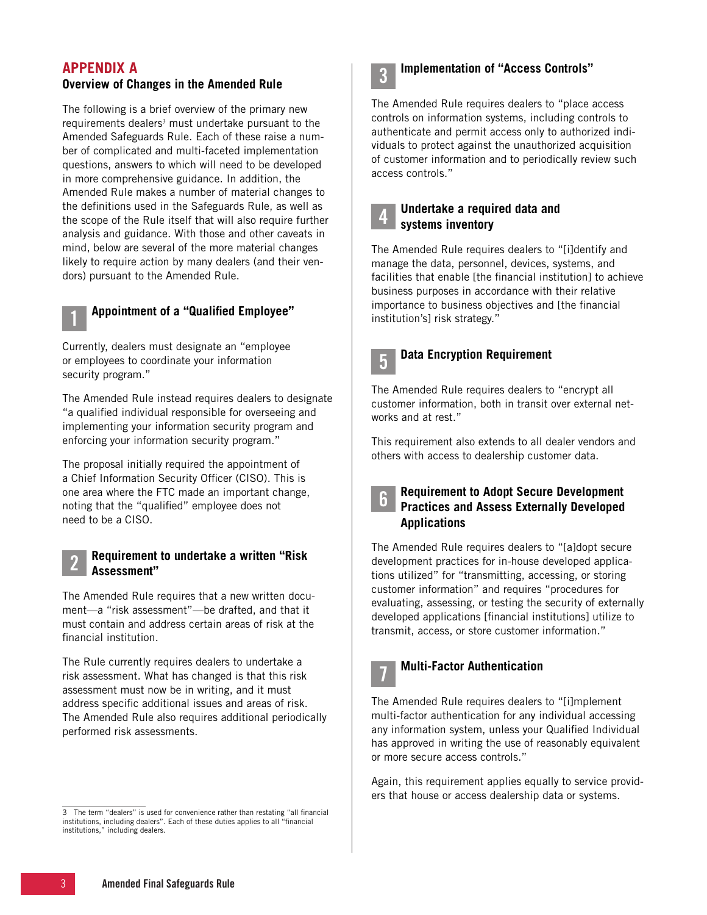# APPENDIX A

## Overview of Changes in the Amended Rule

The following is a brief overview of the primary new requirements dealers[3] must undertake pursuant to the Amended Safeguards Rule. Each of these raise a number of complicated and multi-faceted implementation questions, answers to which will need to be developed in more comprehensive guidance. In addition, the Amended Rule makes a number of material changes to the definitions used in the Safeguards Rule, as well as the scope of the Rule itself that will also require further analysis and guidance. With those and other caveats in mind, below are several of the more material changes likely to require action by many dealers (and their vendors) pursuant to the Amended Rule.

### 1 Appointment of a "Qualified Employee"

Currently, dealers must designate an "employee or employees to coordinate your information security program."

The Amended Rule instead requires dealers to designate "a qualified individual responsible for overseeing and implementing your information security program and enforcing your information security program."

The proposal initially required the appointment of a Chief Information Security Officer (CISO). This is one area where the FTC made an important change, noting that the "qualified" employee does not need to be a CISO.

### 2 Requirement to undertake a written "Risk Assessment"

The Amended Rule requires that a new written document—a "risk assessment"—be drafted, and that it must contain and address certain areas of risk at the financial institution.

The Rule currently requires dealers to undertake a risk assessment. What has changed is that this risk assessment must now be in writing, and it must address specific additional issues and areas of risk. The Amended Rule also requires additional periodically performed risk assessments.

### 3 Implementation of "Access Controls"

The Amended Rule requires dealers to "place access controls on information systems, including controls to authenticate and permit access only to authorized individuals to protect against the unauthorized acquisition of customer information and to periodically review such access controls."

### 4 Undertake a required data and systems inventory

The Amended Rule requires dealers to "[i]dentify and manage the data, personnel, devices, systems, and facilities that enable [the financial institution] to achieve business purposes in accordance with their relative importance to business objectives and [the financial institution's] risk strategy."

### 5 Data Encryption Requirement

The Amended Rule requires dealers to "encrypt all customer information, both in transit over external networks and at rest."

This requirement also extends to all dealer vendors and others with access to dealership customer data.

### 6 Requirement to Adopt Secure Development Practices and Assess Externally Developed Applications

The Amended Rule requires dealers to "[a]dopt secure development practices for in-house developed applications utilized" for "transmitting, accessing, or storing customer information" and requires "procedures for evaluating, assessing, or testing the security of externally developed applications [financial institutions] utilize to transmit, access, or store customer information."

### 7 Multi-Factor Authentication

The Amended Rule requires dealers to "[i]mplement multi-factor authentication for any individual accessing any information system, unless your Qualified Individual has approved in writing the use of reasonably equivalent or more secure access controls."

Again, this requirement applies equally to service providers that house or access dealership data or systems.

---

[3] The term "dealers" is used for convenience rather than restating "all financial institutions, including dealers". Each of these duties applies to all "financial institutions," including dealers.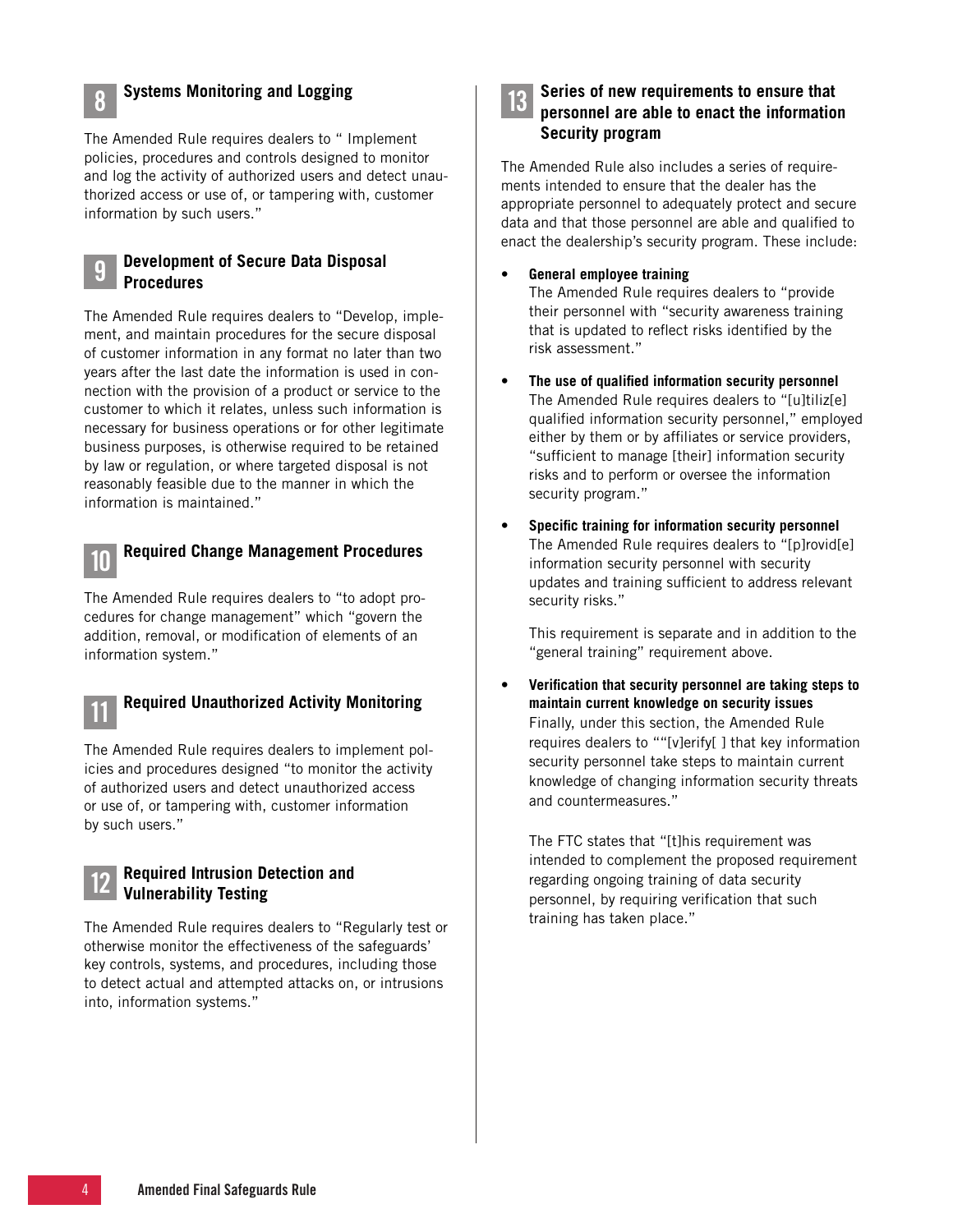## 8 Systems Monitoring and Logging

The Amended Rule requires dealers to " Implement policies, procedures and controls designed to monitor and log the activity of authorized users and detect unauthorized access or use of, or tampering with, customer information by such users."

## 9 Development of Secure Data Disposal Procedures

The Amended Rule requires dealers to "Develop, implement, and maintain procedures for the secure disposal of customer information in any format no later than two years after the last date the information is used in connection with the provision of a product or service to the customer to which it relates, unless such information is necessary for business operations or for other legitimate business purposes, is otherwise required to be retained by law or regulation, or where targeted disposal is not reasonably feasible due to the manner in which the information is maintained."

## 10 Required Change Management Procedures

The Amended Rule requires dealers to "to adopt procedures for change management" which "govern the addition, removal, or modification of elements of an information system."

## 11 Required Unauthorized Activity Monitoring

The Amended Rule requires dealers to implement policies and procedures designed "to monitor the activity of authorized users and detect unauthorized access or use of, or tampering with, customer information by such users."

## 12 Required Intrusion Detection and Vulnerability Testing

The Amended Rule requires dealers to "Regularly test or otherwise monitor the effectiveness of the safeguards' key controls, systems, and procedures, including those to detect actual and attempted attacks on, or intrusions into, information systems."

## 13 Series of new requirements to ensure that personnel are able to enact the information Security program

The Amended Rule also includes a series of requirements intended to ensure that the dealer has the appropriate personnel to adequately protect and secure data and that those personnel are able and qualified to enact the dealership's security program. These include:

- **General employee training**
  The Amended Rule requires dealers to "provide their personnel with "security awareness training that is updated to reflect risks identified by the risk assessment."

- **The use of qualified information security personnel**
  The Amended Rule requires dealers to "[u]tiliz[e] qualified information security personnel," employed either by them or by affiliates or service providers, "sufficient to manage [their] information security risks and to perform or oversee the information security program."

- **Specific training for information security personnel**
  The Amended Rule requires dealers to "[p]rovid[e] information security personnel with security updates and training sufficient to address relevant security risks."

  This requirement is separate and in addition to the "general training" requirement above.

- **Verification that security personnel are taking steps to maintain current knowledge on security issues**
  Finally, under this section, the Amended Rule requires dealers to ""[v]erify[ ] that key information security personnel take steps to maintain current knowledge of changing information security threats and countermeasures."

  The FTC states that "[t]his requirement was intended to complement the proposed requirement regarding ongoing training of data security personnel, by requiring verification that such training has taken place."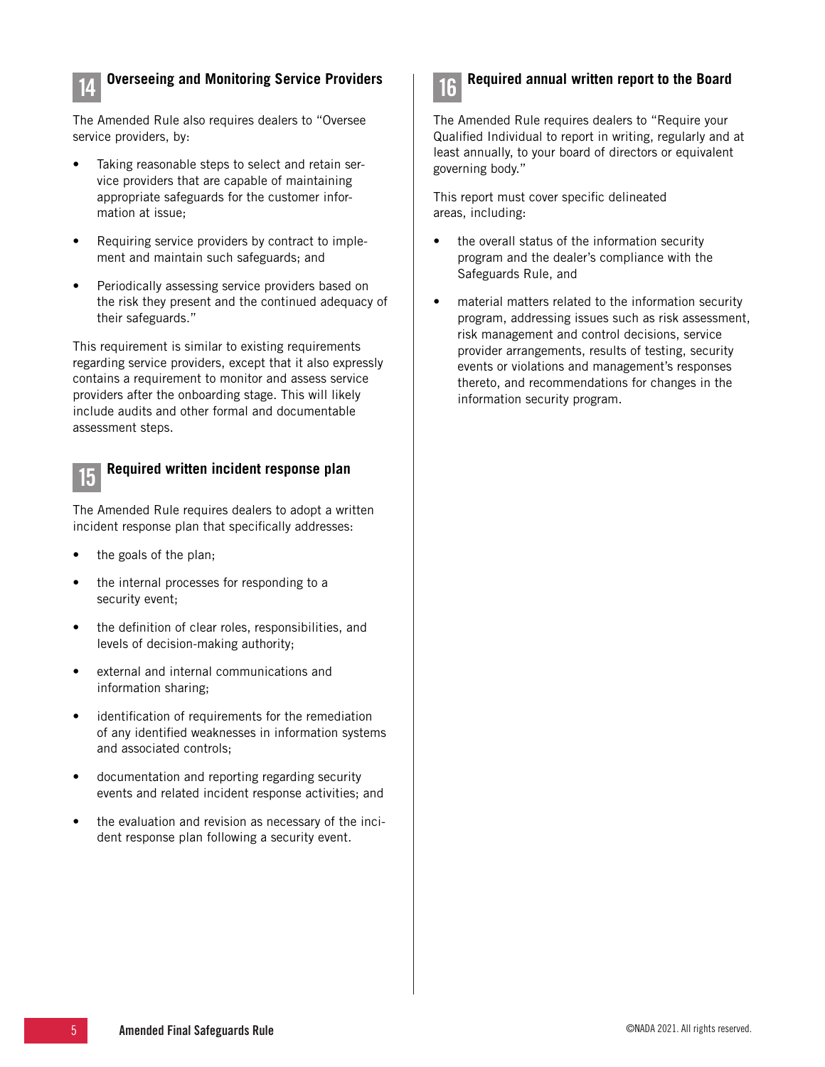## 14 Overseeing and Monitoring Service Providers

The Amended Rule also requires dealers to "Oversee service providers, by:

- Taking reasonable steps to select and retain service providers that are capable of maintaining appropriate safeguards for the customer information at issue;
- Requiring service providers by contract to implement and maintain such safeguards; and
- Periodically assessing service providers based on the risk they present and the continued adequacy of their safeguards."

This requirement is similar to existing requirements regarding service providers, except that it also expressly contains a requirement to monitor and assess service providers after the onboarding stage. This will likely include audits and other formal and documentable assessment steps.

## 15 Required written incident response plan

The Amended Rule requires dealers to adopt a written incident response plan that specifically addresses:

- the goals of the plan;
- the internal processes for responding to a security event;
- the definition of clear roles, responsibilities, and levels of decision-making authority;
- external and internal communications and information sharing;
- identification of requirements for the remediation of any identified weaknesses in information systems and associated controls;
- documentation and reporting regarding security events and related incident response activities; and
- the evaluation and revision as necessary of the incident response plan following a security event.

## 16 Required annual written report to the Board

The Amended Rule requires dealers to "Require your Qualified Individual to report in writing, regularly and at least annually, to your board of directors or equivalent governing body."

This report must cover specific delineated areas, including:

- the overall status of the information security program and the dealer's compliance with the Safeguards Rule, and
- material matters related to the information security program, addressing issues such as risk assessment, risk management and control decisions, service provider arrangements, results of testing, security events or violations and management's responses thereto, and recommendations for changes in the information security program.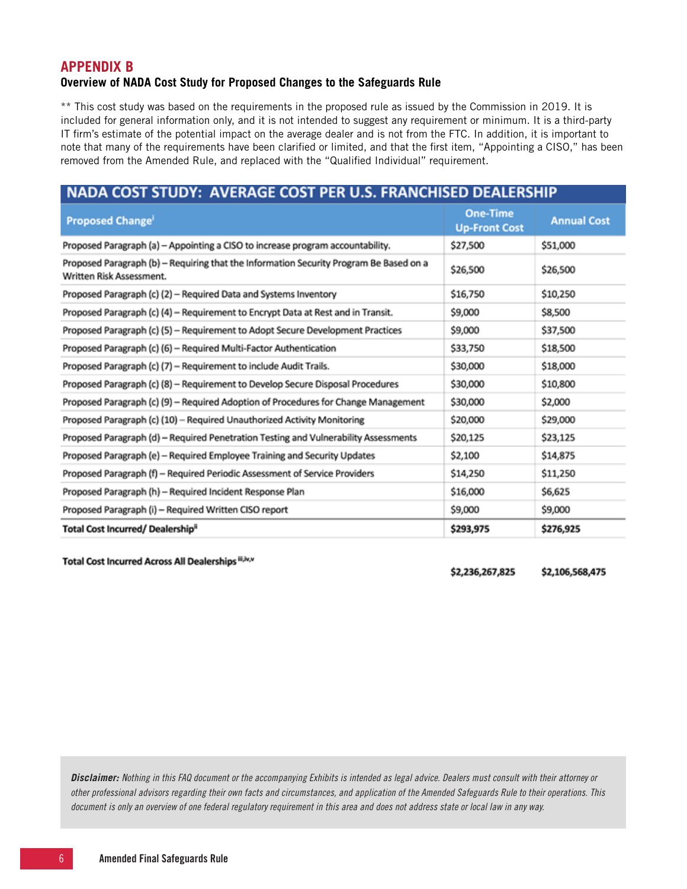## APPENDIX B

### Overview of NADA Cost Study for Proposed Changes to the Safeguards Rule

** This cost study was based on the requirements in the proposed rule as issued by the Commission in 2019. It is included for general information only, and it is not intended to suggest any requirement or minimum. It is a third-party IT firm's estimate of the potential impact on the average dealer and is not from the FTC. In addition, it is important to note that many of the requirements have been clarified or limited, and that the first item, "Appointing a CISO," has been removed from the Amended Rule, and replaced with the "Qualified Individual" requirement.

| NADA COST STUDY: AVERAGE COST PER U.S. FRANCHISED DEALERSHIP | | |
|---|---|---|
| **Proposed Change**[i] | **One-Time Up-Front Cost** | **Annual Cost** |
| Proposed Paragraph (a) – Appointing a CISO to increase program accountability. | $27,500 | $51,000 |
| Proposed Paragraph (b) – Requiring that the Information Security Program Be Based on a Written Risk Assessment. | $26,500 | $26,500 |
| Proposed Paragraph (c) (2) – Required Data and Systems Inventory | $16,750 | $10,250 |
| Proposed Paragraph (c) (4) – Requirement to Encrypt Data at Rest and in Transit. | $9,000 | $8,500 |
| Proposed Paragraph (c) (5) – Requirement to Adopt Secure Development Practices | $9,000 | $37,500 |
| Proposed Paragraph (c) (6) – Required Multi-Factor Authentication | $33,750 | $18,500 |
| Proposed Paragraph (c) (7) – Requirement to include Audit Trails. | $30,000 | $18,000 |
| Proposed Paragraph (c) (8) – Requirement to Develop Secure Disposal Procedures | $30,000 | $10,800 |
| Proposed Paragraph (c) (9) – Required Adoption of Procedures for Change Management | $30,000 | $2,000 |
| Proposed Paragraph (c) (10) – Required Unauthorized Activity Monitoring | $20,000 | $29,000 |
| Proposed Paragraph (d) – Required Penetration Testing and Vulnerability Assessments | $20,125 | $23,125 |
| Proposed Paragraph (e) – Required Employee Training and Security Updates | $2,100 | $14,875 |
| Proposed Paragraph (f) – Required Periodic Assessment of Service Providers | $14,250 | $11,250 |
| Proposed Paragraph (h) – Required Incident Response Plan | $16,000 | $6,625 |
| Proposed Paragraph (i) – Required Written CISO report | $9,000 | $9,000 |
| **Total Cost Incurred/ Dealership**[ii] | **$293,975** | **$276,925** |
| **Total Cost Incurred Across All Dealerships**[iii,iv,v] | **$2,236,267,825** | **$2,106,568,475** |

*__Disclaimer:__ Nothing in this FAQ document or the accompanying Exhibits is intended as legal advice. Dealers must consult with their attorney or other professional advisors regarding their own facts and circumstances, and application of the Amended Safeguards Rule to their operations. This document is only an overview of one federal regulatory requirement in this area and does not address state or local law in any way.*